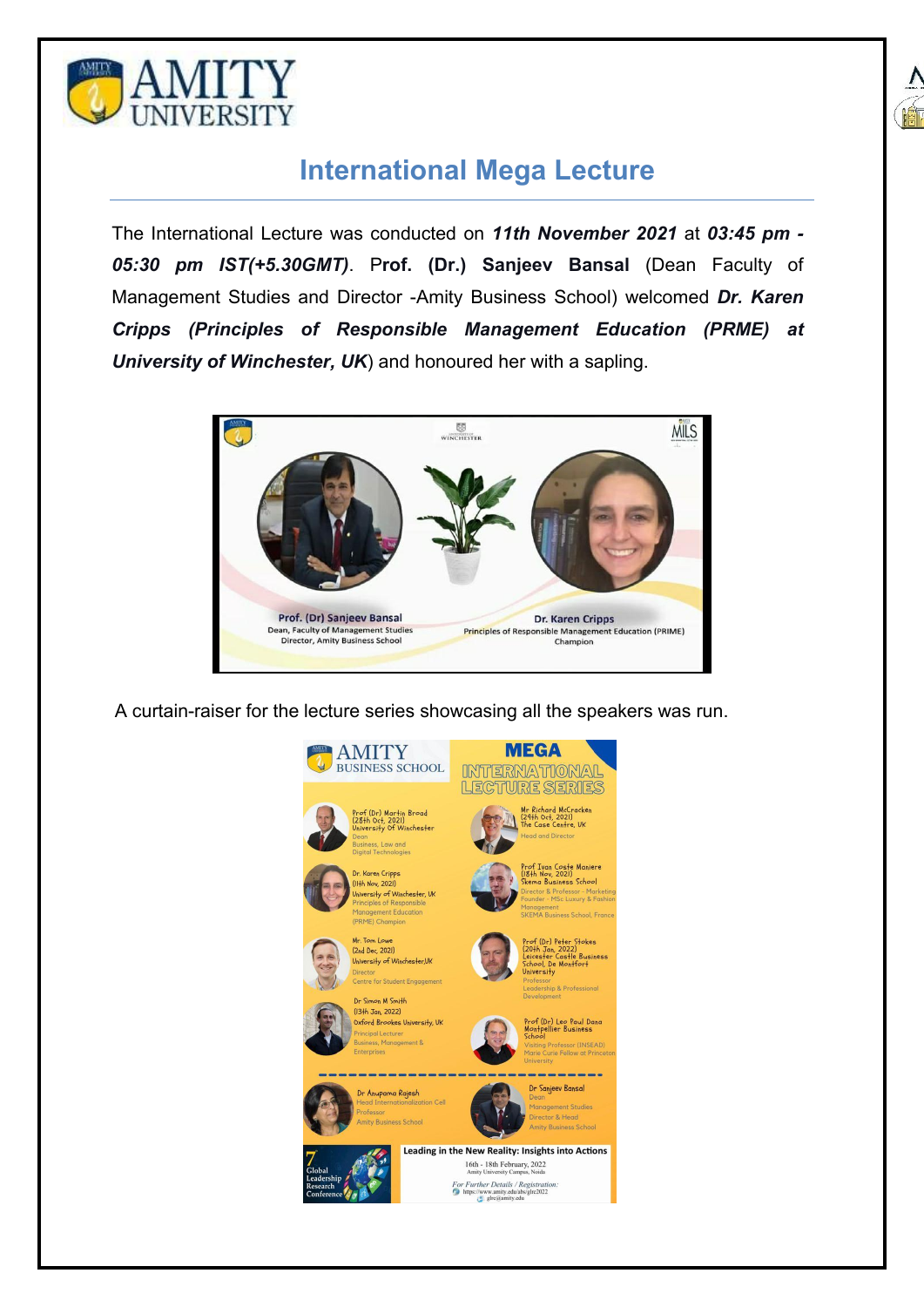# International Mega Lecture

The International Lecture was conducted on ***11th November 2021*** at ***03:45 pm - 05:30 pm IST(+5.30GMT)***. **Prof. (Dr.) Sanjeev Bansal** (Dean Faculty of Management Studies and Director -Amity Business School) welcomed ***Dr. Karen Cripps (Principles of Responsible Management Education (PRME) at University of Winchester, UK***) and honoured her with a sapling.

A curtain-raiser for the lecture series showcasing all the speakers was run.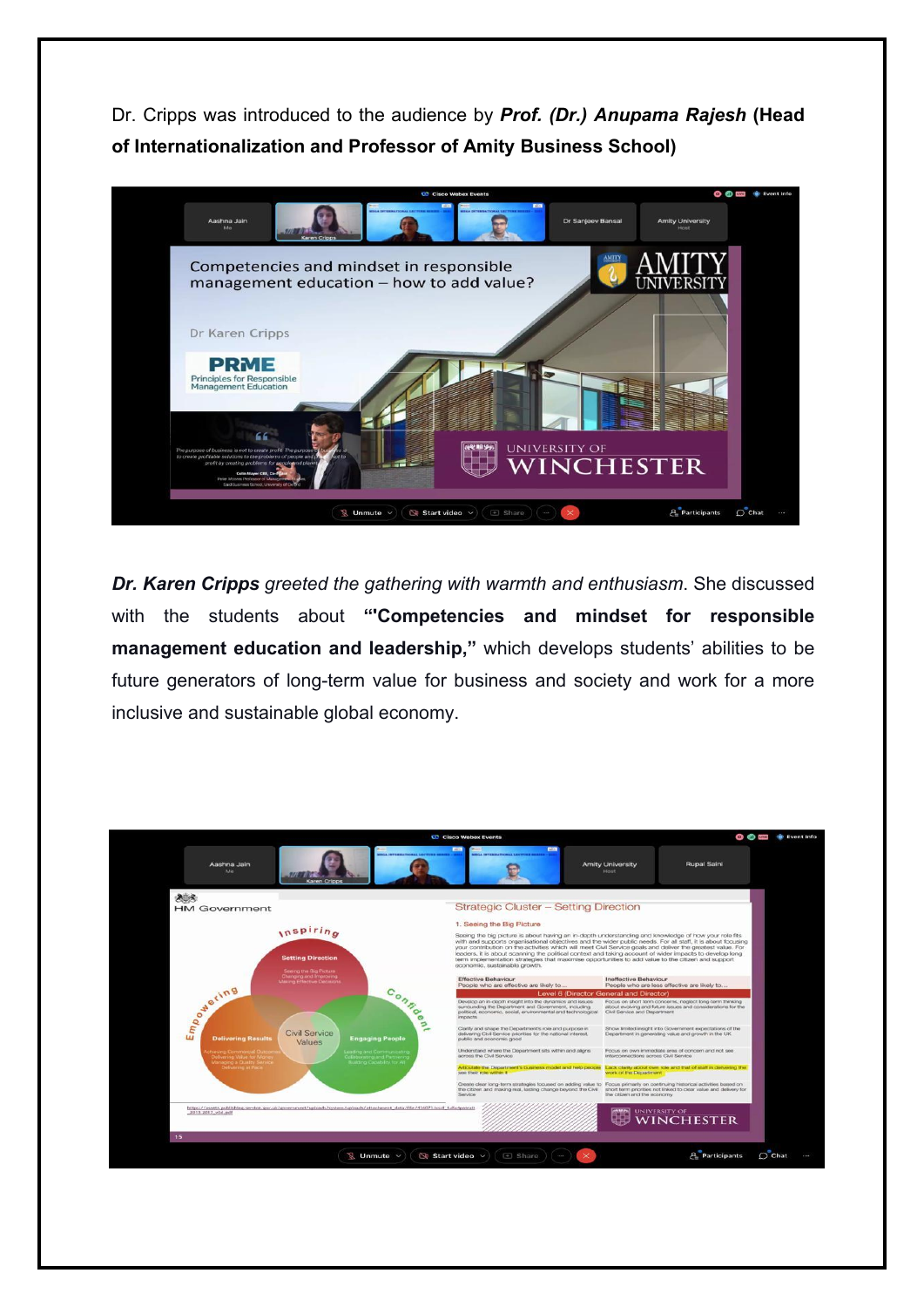Dr. Cripps was introduced to the audience by ***Prof. (Dr.) Anupama Rajesh*** **(Head of Internationalization and Professor of Amity Business School)**

***Dr. Karen Cripps*** *greeted the gathering with warmth and enthusiasm*. She discussed with the students about **"'Competencies and mindset for responsible management education and leadership,"** which develops students' abilities to be future generators of long-term value for business and society and work for a more inclusive and sustainable global economy.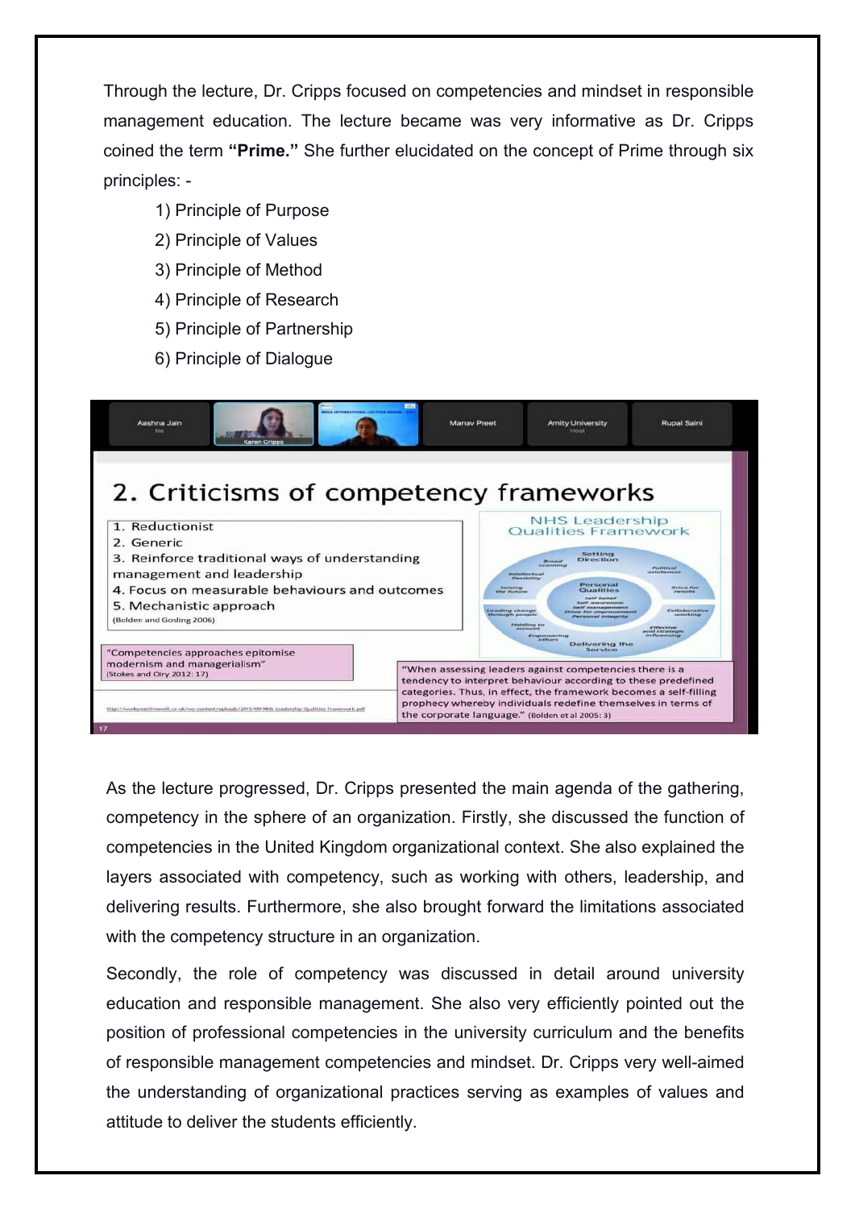Through the lecture, Dr. Cripps focused on competencies and mindset in responsible management education. The lecture became was very informative as Dr. Cripps coined the term **"Prime."** She further elucidated on the concept of Prime through six principles: -

1) Principle of Purpose
2) Principle of Values
3) Principle of Method
4) Principle of Research
5) Principle of Partnership
6) Principle of Dialogue

As the lecture progressed, Dr. Cripps presented the main agenda of the gathering, competency in the sphere of an organization. Firstly, she discussed the function of competencies in the United Kingdom organizational context. She also explained the layers associated with competency, such as working with others, leadership, and delivering results. Furthermore, she also brought forward the limitations associated with the competency structure in an organization.

Secondly, the role of competency was discussed in detail around university education and responsible management. She also very efficiently pointed out the position of professional competencies in the university curriculum and the benefits of responsible management competencies and mindset. Dr. Cripps very well-aimed the understanding of organizational practices serving as examples of values and attitude to deliver the students efficiently.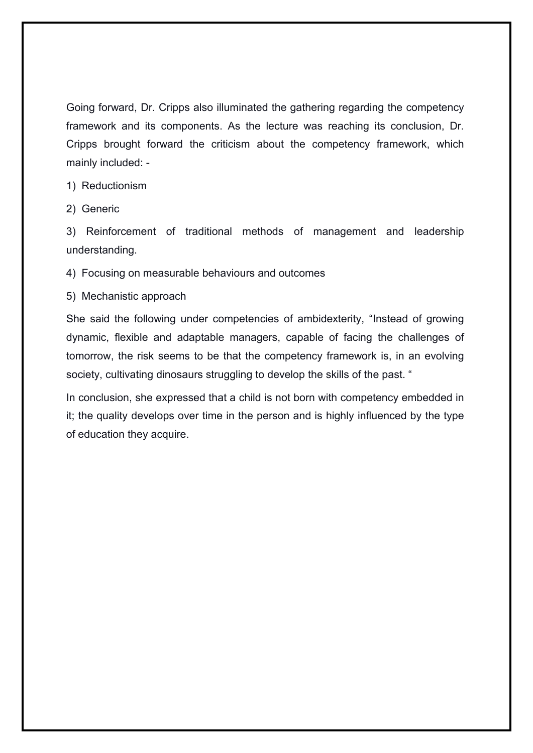Going forward, Dr. Cripps also illuminated the gathering regarding the competency framework and its components. As the lecture was reaching its conclusion, Dr. Cripps brought forward the criticism about the competency framework, which mainly included: -

1) Reductionism

2) Generic

3) Reinforcement of traditional methods of management and leadership understanding.

4) Focusing on measurable behaviours and outcomes

5) Mechanistic approach

She said the following under competencies of ambidexterity, "Instead of growing dynamic, flexible and adaptable managers, capable of facing the challenges of tomorrow, the risk seems to be that the competency framework is, in an evolving society, cultivating dinosaurs struggling to develop the skills of the past. "

In conclusion, she expressed that a child is not born with competency embedded in it; the quality develops over time in the person and is highly influenced by the type of education they acquire.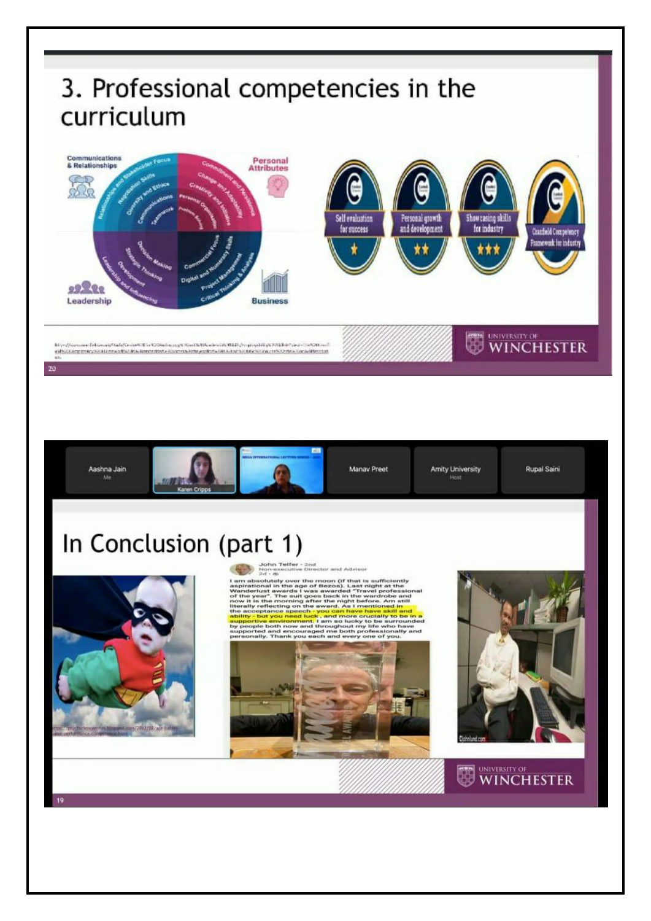## 3. Professional competencies in the curriculum

Communications & Relationships

Personal Attributes

Relationships and Stakeholder Focus
Negotiation Skills
Diversity and Ethics
Communications
Teamwork
Commitment and Persistence
Change and Adaptability
Creativity and Initiative
Personal Organisation
Problem Solving
Decision Making
Strategic Thinking
Development
Leadership and Influencing
Commercial Focus
Digital and Numeracy Skills
Project Management
Critical Thinking & Analysis

Leadership

Business

Self evaluation for success

Personal growth and development

Showcasing skills for industry

Cranfield Competency Framework for industry

UNIVERSITY OF WINCHESTER

Aashna Jain (Me) | Karen Cripps | Manav Preet | Amity University (Host) | Rupal Saini

## In Conclusion (part 1)

John Telfer · 2nd
Non-executive Director and Advisor
2d

I am absolutely over the moon (if that is sufficiently aspirational in the age of Bezos). Last night at the Wanderlust awards I was awarded "Travel professional of the year". The suit goes back in the wardrobe and now it is the morning after the night before. Am still literally reflecting on the award. As I mentioned in the acceptance speech - you can have have skill and ability - but you need luck , and more crucially to be in a supportive environment. I am so lucky to be surrounded by people both now and throughout my life who have supported and encouraged me both professionally and personally. Thank you each and every one of you.

UNIVERSITY OF WINCHESTER